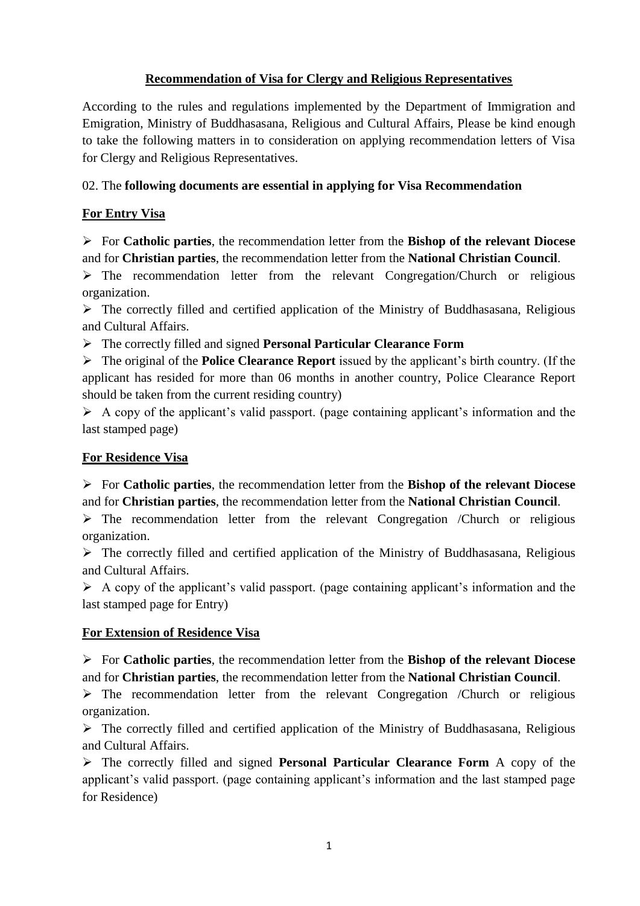## **Recommendation of Visa for Clergy and Religious Representatives**

According to the rules and regulations implemented by the Department of Immigration and Emigration, Ministry of Buddhasasana, Religious and Cultural Affairs, Please be kind enough to take the following matters in to consideration on applying recommendation letters of Visa for Clergy and Religious Representatives.

02. The **following documents are essential in applying for Visa Recommendation**

### **For Entry Visa**

- For **Catholic parties**, the recommendation letter from the **Bishop of the relevant Diocese** and for **Christian parties**, the recommendation letter from the **National Christian Council**.
- The recommendation letter from the relevant Congregation/Church or religious organization.
- The correctly filled and certified application of the Ministry of Buddhasasana, Religious and Cultural Affairs.
- The correctly filled and signed **Personal Particular Clearance Form**
- The original of the **Police Clearance Report** issued by the applicant's birth country. (If the applicant has resided for more than 06 months in another country, Police Clearance Report should be taken from the current residing country)
- A copy of the applicant's valid passport. (page containing applicant's information and the last stamped page)

### **For Residence Visa**

- For **Catholic parties**, the recommendation letter from the **Bishop of the relevant Diocese** and for **Christian parties**, the recommendation letter from the **National Christian Council**.
- The recommendation letter from the relevant Congregation /Church or religious organization.
- The correctly filled and certified application of the Ministry of Buddhasasana, Religious and Cultural Affairs.
- A copy of the applicant's valid passport. (page containing applicant's information and the last stamped page for Entry)

### **For Extension of Residence Visa**

- For **Catholic parties**, the recommendation letter from the **Bishop of the relevant Diocese** and for **Christian parties**, the recommendation letter from the **National Christian Council**.
- The recommendation letter from the relevant Congregation /Church or religious organization.
- The correctly filled and certified application of the Ministry of Buddhasasana, Religious and Cultural Affairs.
- The correctly filled and signed **Personal Particular Clearance Form** A copy of the applicant's valid passport. (page containing applicant's information and the last stamped page for Residence)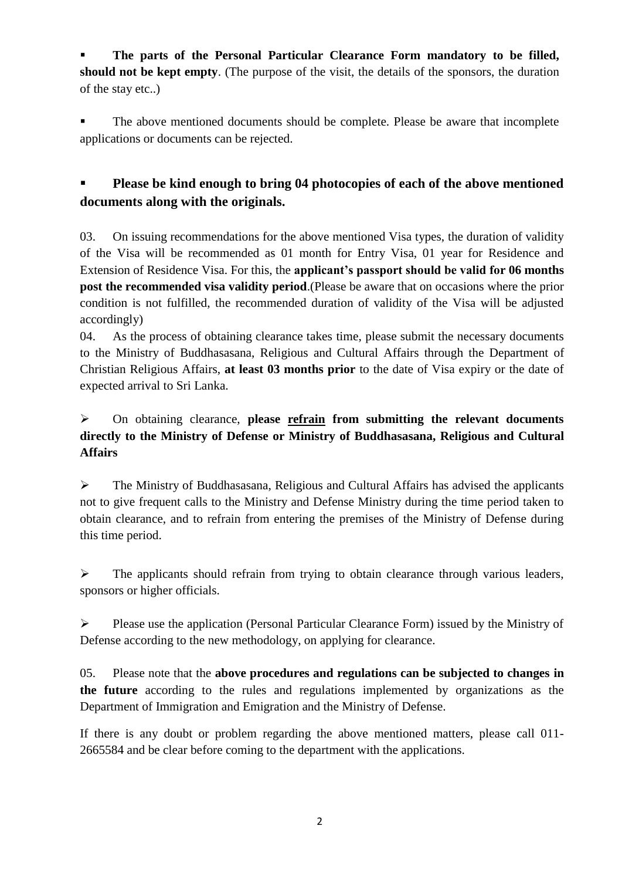- **The parts of the Personal Particular Clearance Form mandatory to be filled, should not be kept empty**. (The purpose of the visit, the details of the sponsors, the duration of the stay etc..)

- The above mentioned documents should be complete. Please be aware that incomplete applications or documents can be rejected.

- **Please be kind enough to bring 04 photocopies of each of the above mentioned documents along with the originals.**

03. On issuing recommendations for the above mentioned Visa types, the duration of validity of the Visa will be recommended as 01 month for Entry Visa, 01 year for Residence and Extension of Residence Visa. For this, the **applicant's passport should be valid for 06 months post the recommended visa validity period**.(Please be aware that on occasions where the prior condition is not fulfilled, the recommended duration of validity of the Visa will be adjusted accordingly)

04. As the process of obtaining clearance takes time, please submit the necessary documents to the Ministry of Buddhasasana, Religious and Cultural Affairs through the Department of Christian Religious Affairs, **at least 03 months prior** to the date of Visa expiry or the date of expected arrival to Sri Lanka.

- On obtaining clearance, **please <u>refrain</u> from submitting the relevant documents directly to the Ministry of Defense or Ministry of Buddhasasana, Religious and Cultural Affairs**

- The Ministry of Buddhasasana, Religious and Cultural Affairs has advised the applicants not to give frequent calls to the Ministry and Defense Ministry during the time period taken to obtain clearance, and to refrain from entering the premises of the Ministry of Defense during this time period.

- The applicants should refrain from trying to obtain clearance through various leaders, sponsors or higher officials.

- Please use the application (Personal Particular Clearance Form) issued by the Ministry of Defense according to the new methodology, on applying for clearance.

05. Please note that the **above procedures and regulations can be subjected to changes in the future** according to the rules and regulations implemented by organizations as the Department of Immigration and Emigration and the Ministry of Defense.

If there is any doubt or problem regarding the above mentioned matters, please call 011-2665584 and be clear before coming to the department with the applications.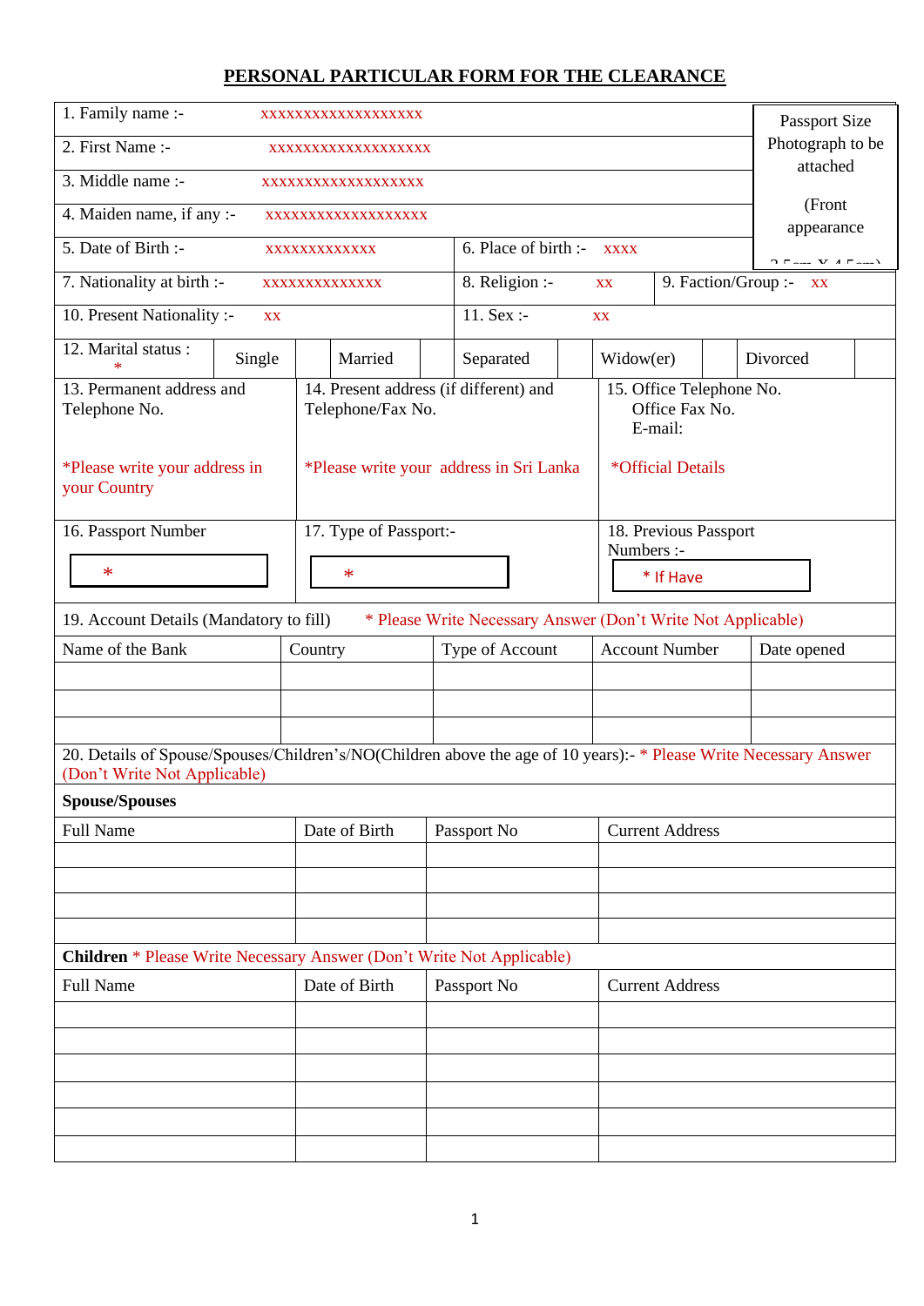# PERSONAL PARTICULAR FORM FOR THE CLEARANCE

| | | | |
|---|---|---|---|
| 1. Family name :- xxxxxxxxxxxxxxxxxxx | | | Passport Size Photograph to be attached (Front appearance 3.5cm X 4.5cm) |
| 2. First Name :- xxxxxxxxxxxxxxxxxxx | | | |
| 3. Middle name :- xxxxxxxxxxxxxxxxxxx | | | |
| 4. Maiden name, if any :- xxxxxxxxxxxxxxxxxxx | | | |
| 5. Date of Birth :- xxxxxxxxxxxxx | 6. Place of birth :- xxxx | | |
| 7. Nationality at birth :- xxxxxxxxxxxxxx | 8. Religion :- xx | 9. Faction/Group :- xx | |
| 10. Present Nationality :- xx | 11. Sex :- xx | | |

| 12. Marital status : * | Single | | Married | | Separated | | Widow(er) | | Divorced | |
|---|---|---|---|---|---|---|---|---|---|---|

| 13. Permanent address and Telephone No. | 14. Present address (if different) and Telephone/Fax No. | 15. Office Telephone No. Office Fax No. E-mail: |
|---|---|---|
| *Please write your address in your Country | *Please write your address in Sri Lanka | *Official Details |

| 16. Passport Number | 17. Type of Passport:- | 18. Previous Passport Numbers :- |
|---|---|---|
| * | * | * If Have |

19. Account Details (Mandatory to fill) * Please Write Necessary Answer (Don't Write Not Applicable)

| Name of the Bank | Country | Type of Account | Account Number | Date opened |
|---|---|---|---|---|
| | | | | |
| | | | | |
| | | | | |

20. Details of Spouse/Spouses/Children's/NO(Children above the age of 10 years):- * Please Write Necessary Answer (Don't Write Not Applicable)

**Spouse/Spouses**

| Full Name | Date of Birth | Passport No | Current Address |
|---|---|---|---|
| | | | |
| | | | |
| | | | |
| | | | |

**Children** * Please Write Necessary Answer (Don't Write Not Applicable)

| Full Name | Date of Birth | Passport No | Current Address |
|---|---|---|---|
| | | | |
| | | | |
| | | | |
| | | | |
| | | | |
| | | | |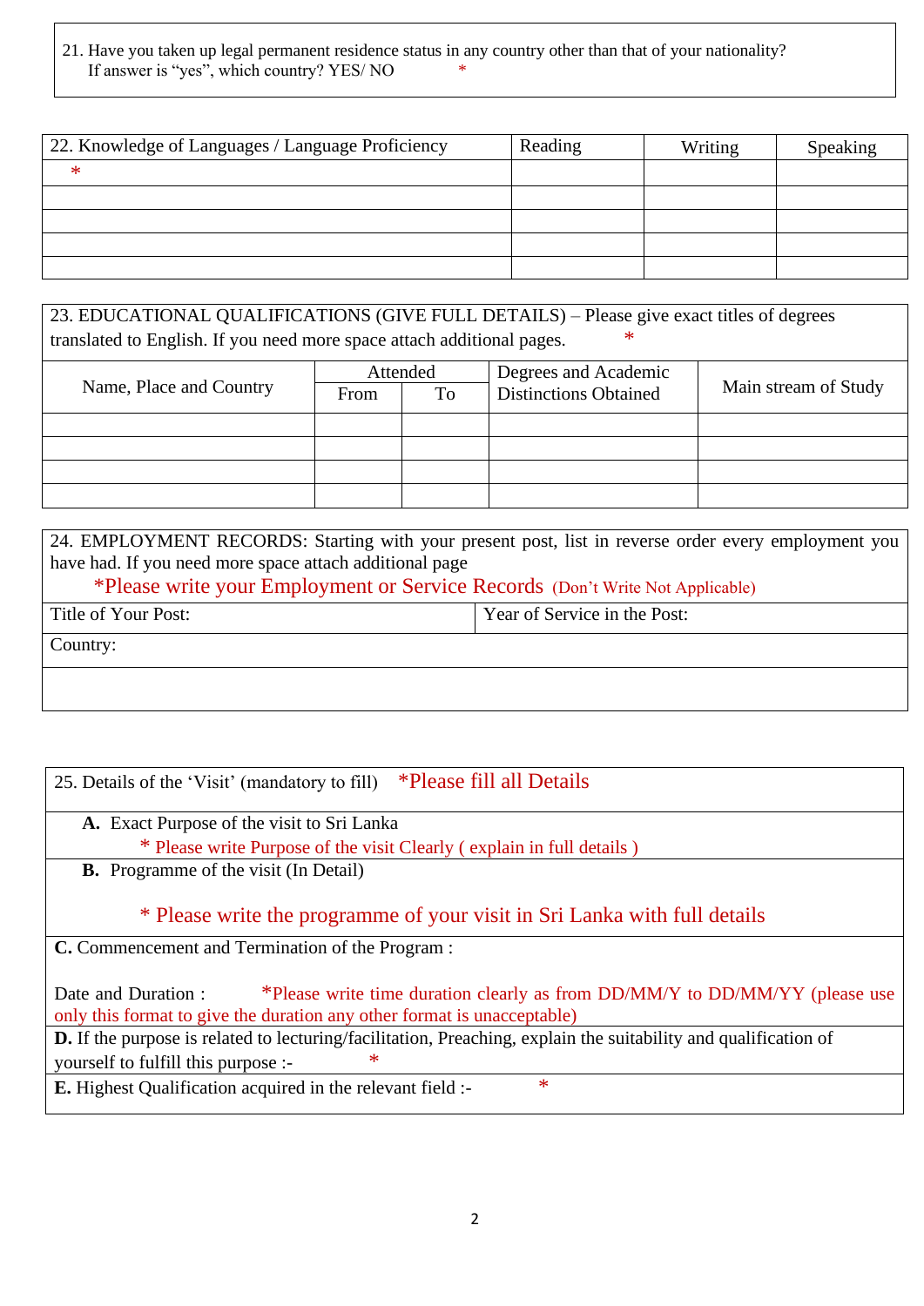21. Have you taken up legal permanent residence status in any country other than that of your nationality? If answer is “yes”, which country? YES/ NO *

| 22. Knowledge of Languages / Language Proficiency | Reading | Writing | Speaking |
|---|---|---|---|
| * | | | |
| | | | |
| | | | |
| | | | |
| | | | |

23. EDUCATIONAL QUALIFICATIONS (GIVE FULL DETAILS) – Please give exact titles of degrees translated to English. If you need more space attach additional pages. *

| Name, Place and Country | Attended | | Degrees and Academic Distinctions Obtained | Main stream of Study |
|---|---|---|---|---|
| | From | To | | |
| | | | | |
| | | | | |
| | | | | |
| | | | | |

24. EMPLOYMENT RECORDS: Starting with your present post, list in reverse order every employment you have had. If you need more space attach additional page

*Please write your Employment or Service Records (Don’t Write Not Applicable)

| Title of Your Post: | Year of Service in the Post: |
|---|---|
| Country: | |
| | |

25. Details of the ‘Visit’ (mandatory to fill) *Please fill all Details

**A.** Exact Purpose of the visit to Sri Lanka

\* Please write Purpose of the visit Clearly ( explain in full details )

**B.** Programme of the visit (In Detail)

\* Please write the programme of your visit in Sri Lanka with full details

**C.** Commencement and Termination of the Program :

Date and Duration : *Please write time duration clearly as from DD/MM/Y to DD/MM/YY (please use only this format to give the duration any other format is unacceptable)

**D.** If the purpose is related to lecturing/facilitation, Preaching, explain the suitability and qualification of yourself to fulfill this purpose :- *

**E.** Highest Qualification acquired in the relevant field :- *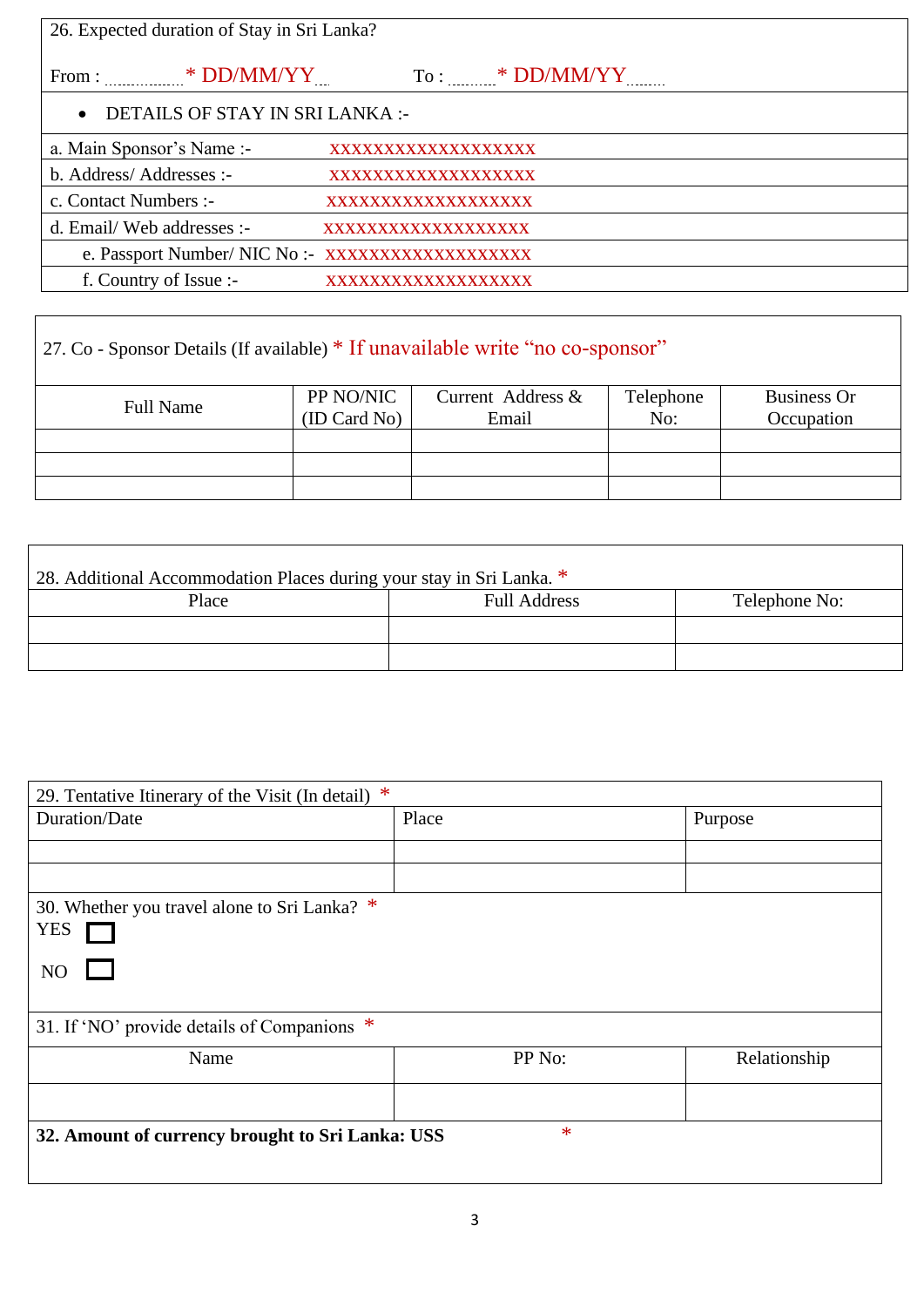26. Expected duration of Stay in Sri Lanka?

From : ................* DD/MM/YY... To : ........* DD/MM/YY.........

- DETAILS OF STAY IN SRI LANKA :-

| | |
|---|---|
| a. Main Sponsor's Name :- | xxxxxxxxxxxxxxxxxxx |
| b. Address/ Addresses :- | xxxxxxxxxxxxxxxxxxx |
| c. Contact Numbers :- | xxxxxxxxxxxxxxxxxxx |
| d. Email/ Web addresses :- | xxxxxxxxxxxxxxxxxxx |
| e. Passport Number/ NIC No :- | xxxxxxxxxxxxxxxxxxx |
| f. Country of Issue :- | xxxxxxxxxxxxxxxxxxx |

27. Co - Sponsor Details (If available) * If unavailable write "no co-sponsor"

| Full Name | PP NO/NIC (ID Card No) | Current Address & Email | Telephone No: | Business Or Occupation |
|---|---|---|---|---|
| | | | | |
| | | | | |
| | | | | |

28. Additional Accommodation Places during your stay in Sri Lanka. *

| Place | Full Address | Telephone No: |
|---|---|---|
| | | |
| | | |

29. Tentative Itinerary of the Visit (In detail) *

| Duration/Date | Place | Purpose |
|---|---|---|
| | | |
| | | |

30. Whether you travel alone to Sri Lanka? *

YES ☐

NO ☐

31. If 'NO' provide details of Companions *

| Name | PP No: | Relationship |
|---|---|---|
| | | |

**32. Amount of currency brought to Sri Lanka: USS** *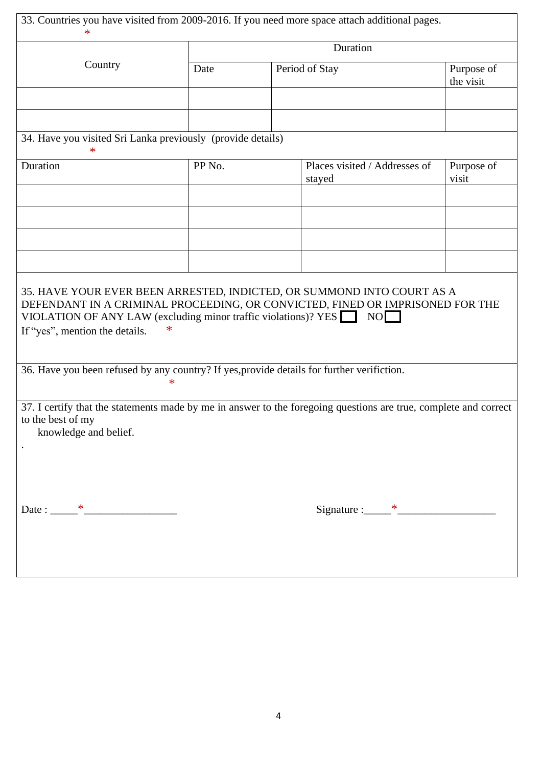33. Countries you have visited from 2009-2016. If you need more space attach additional pages. *

| Country | Duration | | |
|---|---|---|---|
| | Date | Period of Stay | Purpose of the visit |
| | | | |
| | | | |

34. Have you visited Sri Lanka previously (provide details) *

| Duration | PP No. | Places visited / Addresses of stayed | Purpose of visit |
|---|---|---|---|
| | | | |
| | | | |
| | | | |
| | | | |

35. HAVE YOUR EVER BEEN ARRESTED, INDICTED, OR SUMMOND INTO COURT AS A DEFENDANT IN A CRIMINAL PROCEEDING, OR CONVICTED, FINED OR IMPRISONED FOR THE VIOLATION OF ANY LAW (excluding minor traffic violations)? YES ☐ NO ☐

If "yes", mention the details. *

36. Have you been refused by any country? If yes,provide details for further verifiction. *

37. I certify that the statements made by me in answer to the foregoing questions are true, complete and correct to the best of my knowledge and belief.

.

Date : _____*_________________ Signature :_____*__________________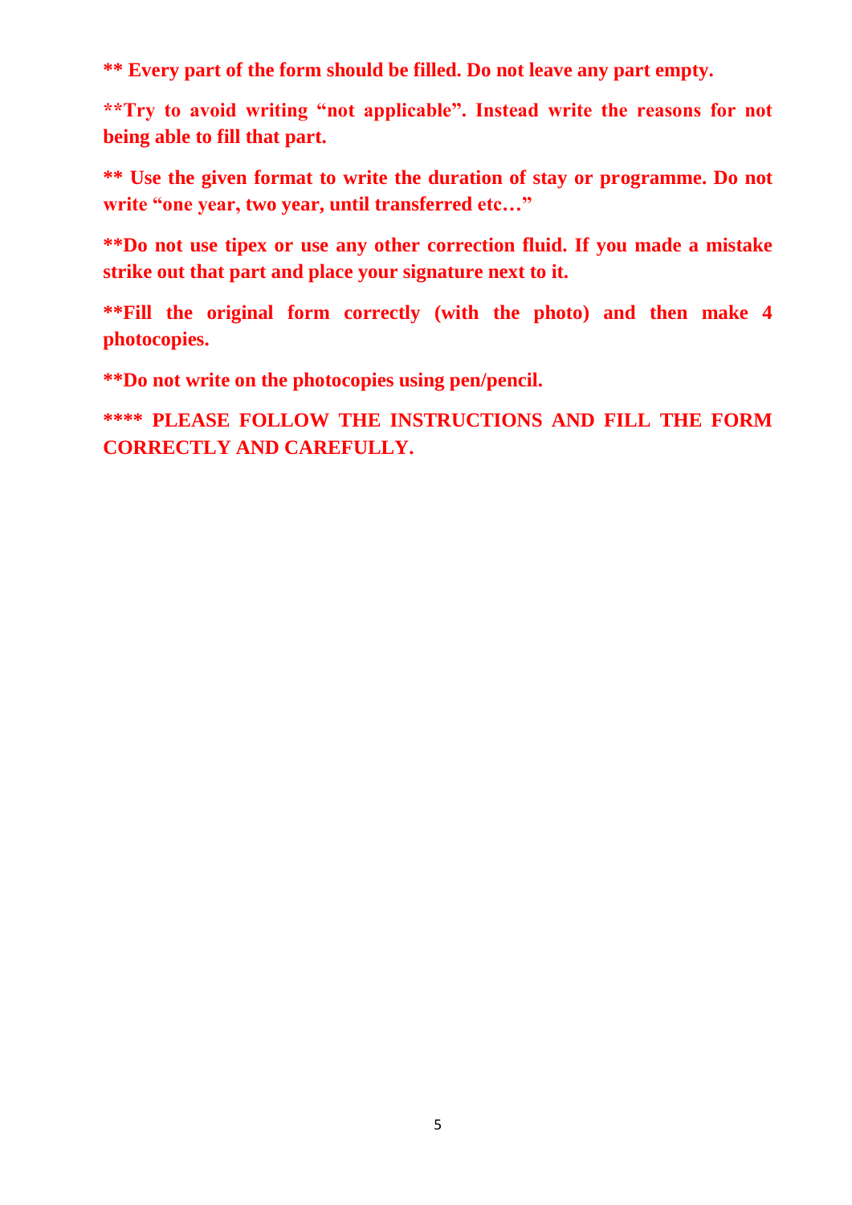**** Every part of the form should be filled. Do not leave any part empty.**

****Try to avoid writing “not applicable”. Instead write the reasons for not being able to fill that part.**

**** Use the given format to write the duration of stay or programme. Do not write “one year, two year, until transferred etc…”**

****Do not use tipex or use any other correction fluid. If you made a mistake strike out that part and place your signature next to it.**

****Fill the original form correctly (with the photo) and then make 4 photocopies.**

****Do not write on the photocopies using pen/pencil.**

****** PLEASE FOLLOW THE INSTRUCTIONS AND FILL THE FORM CORRECTLY AND CAREFULLY.**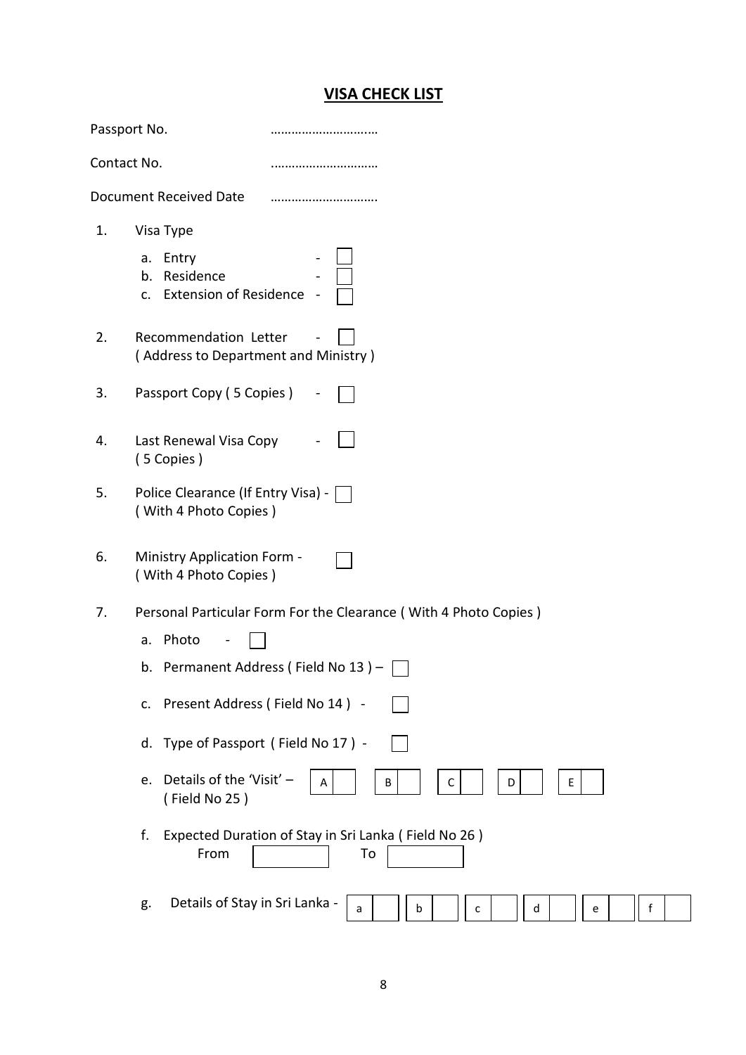# VISA CHECK LIST

Passport No. …………………………

Contact No. …………………………

Document Received Date …………………………

1. Visa Type
   a. Entry - ☐
   b. Residence - ☐
   c. Extension of Residence - ☐

2. Recommendation Letter - ☐
   ( Address to Department and Ministry )

3. Passport Copy ( 5 Copies ) - ☐

4. Last Renewal Visa Copy - ☐
   ( 5 Copies )

5. Police Clearance (If Entry Visa) - ☐
   ( With 4 Photo Copies )

6. Ministry Application Form - ☐
   ( With 4 Photo Copies )

7. Personal Particular Form For the Clearance ( With 4 Photo Copies )
   a. Photo - ☐
   b. Permanent Address ( Field No 13 ) – ☐
   c. Present Address ( Field No 14 ) - ☐
   d. Type of Passport ( Field No 17 ) - ☐
   e. Details of the 'Visit' – ( Field No 25 ) A ☐ B ☐ C ☐ D ☐ E ☐
   f. Expected Duration of Stay in Sri Lanka ( Field No 26 )
      From ☐ To ☐
   g. Details of Stay in Sri Lanka - a ☐ b ☐ c ☐ d ☐ e ☐ f ☐